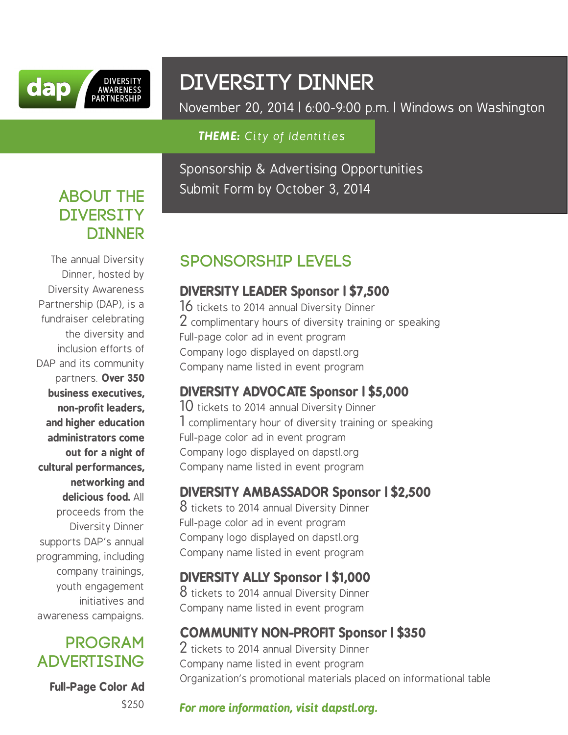DAP | DIVERSITY AWARENESS PARTNERSHIP

# DIVERSITY DINNER

November 20, 2014 | 6:00-9:00 p.m. | Windows on Washington

***THEME:*** *City of Identities*

Sponsorship & Advertising Opportunities
Submit Form by October 3, 2014

## ABOUT THE DIVERSITY DINNER

The annual Diversity Dinner, hosted by Diversity Awareness Partnership (DAP), is a fundraiser celebrating the diversity and inclusion efforts of DAP and its community partners. **Over 350 business executives, non-profit leaders, and higher education administrators come out for a night of cultural performances, networking and delicious food.** All proceeds from the Diversity Dinner supports DAP's annual programming, including company trainings, youth engagement initiatives and awareness campaigns.

## PROGRAM ADVERTISING

**Full-Page Color Ad**
$250

## SPONSORSHIP LEVELS

### DIVERSITY LEADER Sponsor | $7,500

16 tickets to 2014 annual Diversity Dinner
2 complimentary hours of diversity training or speaking
Full-page color ad in event program
Company logo displayed on dapstl.org
Company name listed in event program

### DIVERSITY ADVOCATE Sponsor | $5,000

10 tickets to 2014 annual Diversity Dinner
1 complimentary hour of diversity training or speaking
Full-page color ad in event program
Company logo displayed on dapstl.org
Company name listed in event program

### DIVERSITY AMBASSADOR Sponsor | $2,500

8 tickets to 2014 annual Diversity Dinner
Full-page color ad in event program
Company logo displayed on dapstl.org
Company name listed in event program

### DIVERSITY ALLY Sponsor | $1,000

8 tickets to 2014 annual Diversity Dinner
Company name listed in event program

### COMMUNITY NON-PROFIT Sponsor | $350

2 tickets to 2014 annual Diversity Dinner
Company name listed in event program
Organization's promotional materials placed on informational table

***For more information, visit dapstl.org.***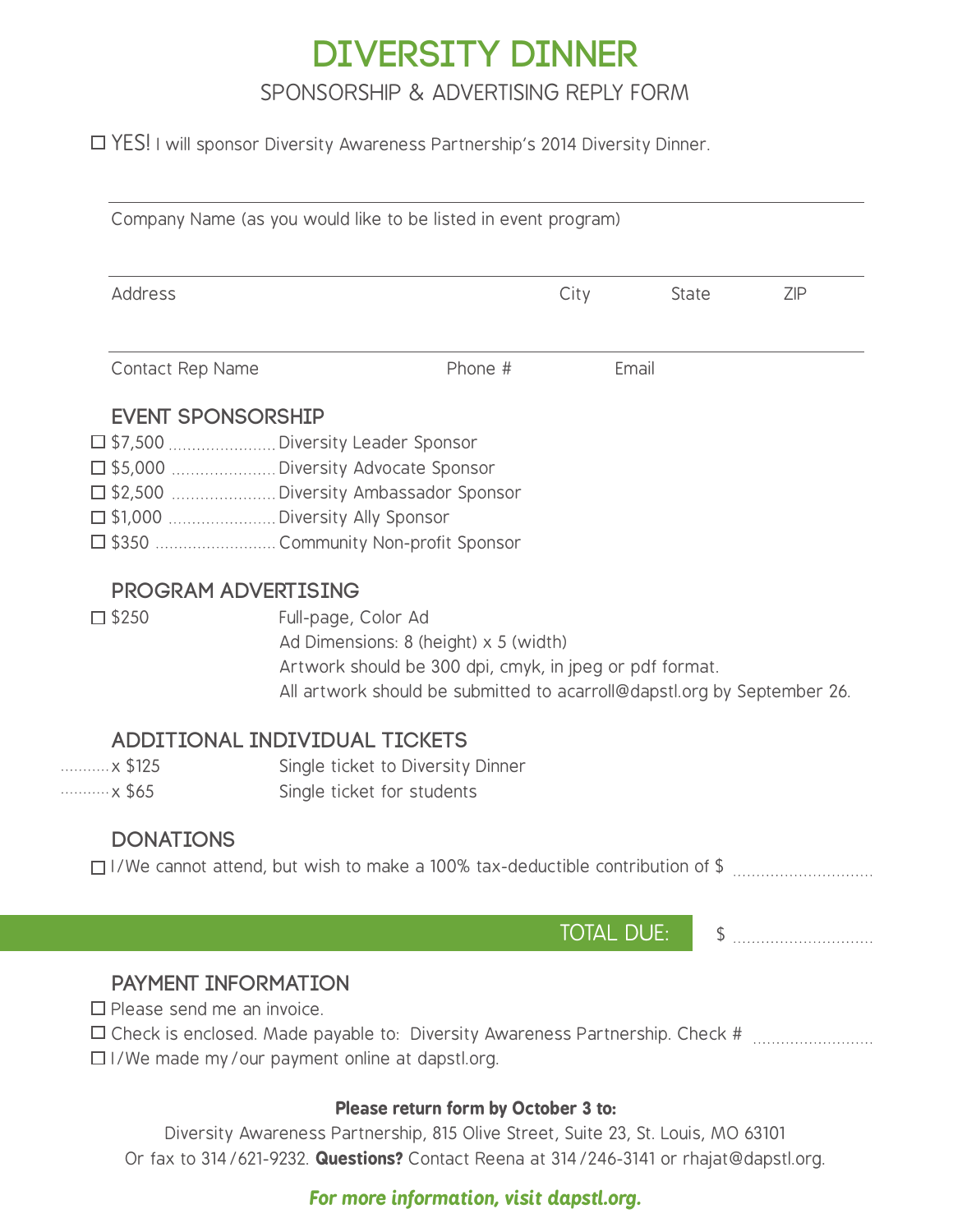# DIVERSITY DINNER

## SPONSORSHIP & ADVERTISING REPLY FORM

☐ YES! I will sponsor Diversity Awareness Partnership's 2014 Diversity Dinner.

Company Name (as you would like to be listed in event program)

Address | City | State | ZIP

Contact Rep Name | Phone # | Email

### EVENT SPONSORSHIP

- ☐ $7,500 ........................ Diversity Leader Sponsor
- ☐ $5,000 ........................ Diversity Advocate Sponsor
- ☐ $2,500 ........................ Diversity Ambassador Sponsor
- ☐ $1,000 ........................ Diversity Ally Sponsor
- ☐ $350 ........................... Community Non-profit Sponsor

### PROGRAM ADVERTISING

☐ $250 Full-page, Color Ad

Ad Dimensions: 8 (height) x 5 (width)

Artwork should be 300 dpi, cmyk, in jpeg or pdf format.

All artwork should be submitted to acarroll@dapstl.org by September 26.

### ADDITIONAL INDIVIDUAL TICKETS

........... x $125 Single ticket to Diversity Dinner

........... x $65 Single ticket for students

### DONATIONS

☐ I/We cannot attend, but wish to make a 100% tax-deductible contribution of $ ..............................

**TOTAL DUE:** $ ..............................

### PAYMENT INFORMATION

- ☐ Please send me an invoice.
- ☐ Check is enclosed. Made payable to: Diversity Awareness Partnership. Check # ..........................
- ☐ I/We made my/our payment online at dapstl.org.

**Please return form by October 3 to:**

Diversity Awareness Partnership, 815 Olive Street, Suite 23, St. Louis, MO 63101

Or fax to 314/621-9232. **Questions?** Contact Reena at 314/246-3141 or rhajat@dapstl.org.

***For more information, visit dapstl.org.***